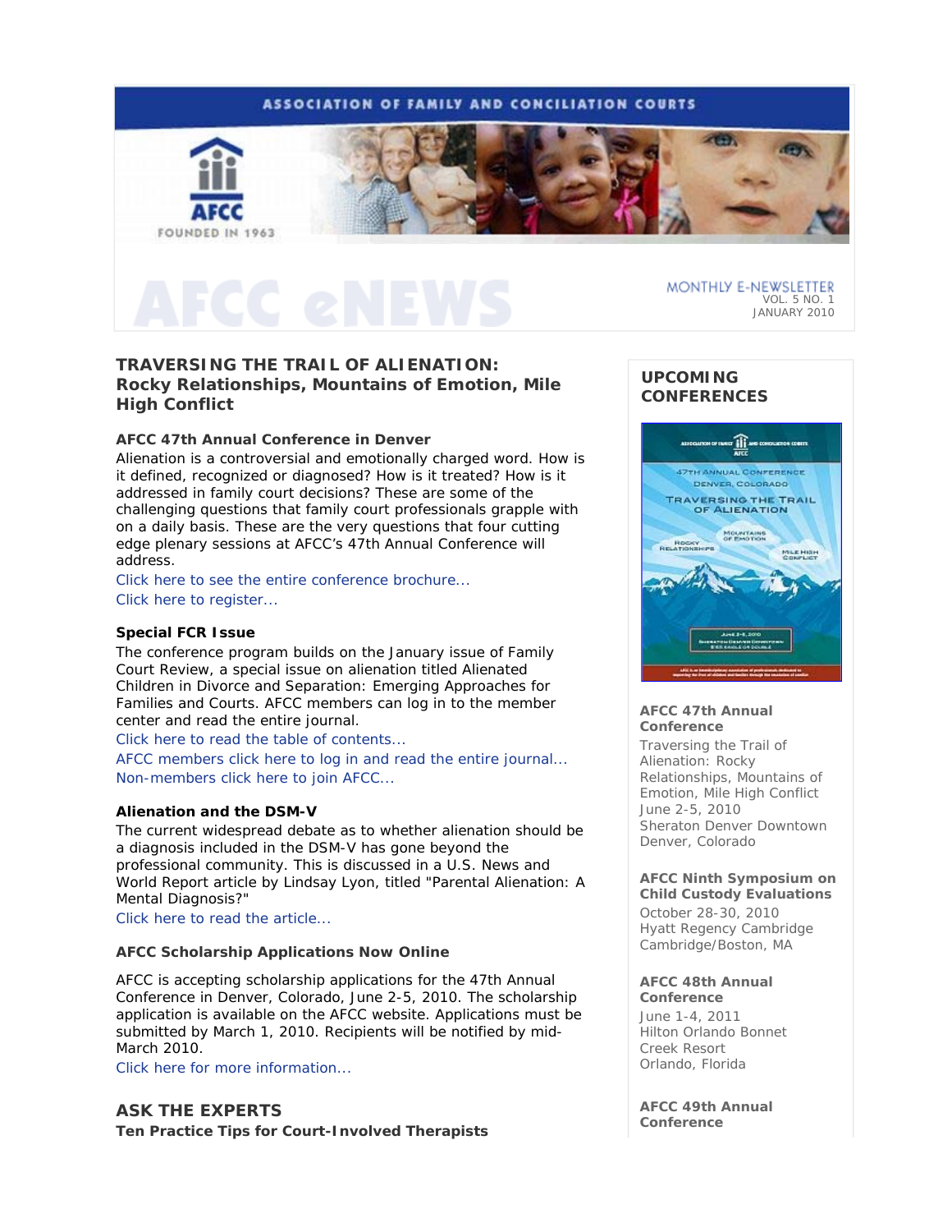ASSOCIATION OF FAMILY AND CONCILIATION COURTS

AFCC

FOUNDED IN 1963

# AFCC eNEWS

MONTHLY E-NEWSLETTER
VOL. 5 NO. 1
JANUARY 2010

## TRAVERSING THE TRAIL OF ALIENATION: Rocky Relationships, Mountains of Emotion, Mile High Conflict

### AFCC 47th Annual Conference in Denver

Alienation is a controversial and emotionally charged word. How is it defined, recognized or diagnosed? How is it treated? How is it addressed in family court decisions? These are some of the challenging questions that family court professionals grapple with on a daily basis. These are the very questions that four cutting edge plenary sessions at AFCC's 47th Annual Conference will address.

Click here to see the entire conference brochure...

Click here to register...

### Special FCR Issue

The conference program builds on the January issue of Family Court Review, a special issue on alienation titled Alienated Children in Divorce and Separation: Emerging Approaches for Families and Courts. AFCC members can log in to the member center and read the entire journal.

Click here to read the table of contents...

AFCC members click here to log in and read the entire journal...

Non-members click here to join AFCC...

### Alienation and the DSM-V

The current widespread debate as to whether alienation should be a diagnosis included in the DSM-V has gone beyond the professional community. This is discussed in a U.S. News and World Report article by Lindsay Lyon, titled "Parental Alienation: A Mental Diagnosis?"

Click here to read the article...

### AFCC Scholarship Applications Now Online

AFCC is accepting scholarship applications for the 47th Annual Conference in Denver, Colorado, June 2-5, 2010. The scholarship application is available on the AFCC website. Applications must be submitted by March 1, 2010. Recipients will be notified by mid-March 2010.

Click here for more information...

## ASK THE EXPERTS

### Ten Practice Tips for Court-Involved Therapists

## UPCOMING CONFERENCES

**AFCC 47th Annual Conference**
Traversing the Trail of Alienation: Rocky Relationships, Mountains of Emotion, Mile High Conflict
June 2-5, 2010
Sheraton Denver Downtown
Denver, Colorado

**AFCC Ninth Symposium on Child Custody Evaluations**
October 28-30, 2010
Hyatt Regency Cambridge
Cambridge/Boston, MA

**AFCC 48th Annual Conference**
June 1-4, 2011
Hilton Orlando Bonnet Creek Resort
Orlando, Florida

**AFCC 49th Annual Conference**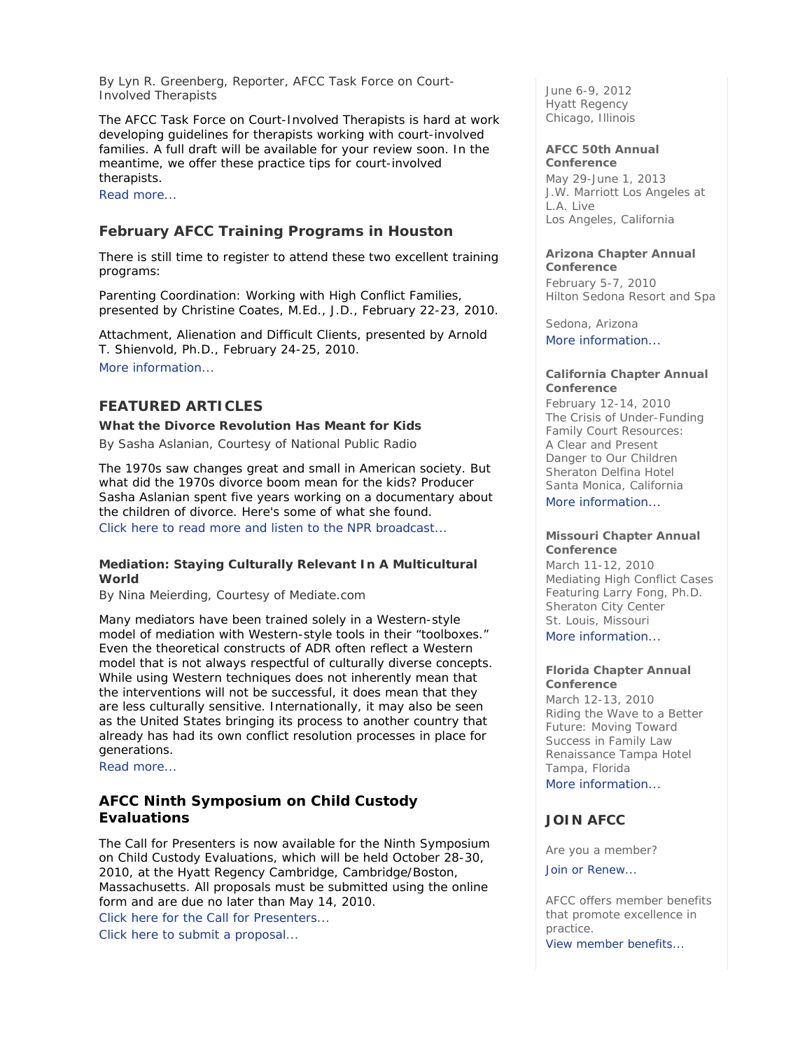By Lyn R. Greenberg, Reporter, AFCC Task Force on Court-Involved Therapists

The AFCC Task Force on Court-Involved Therapists is hard at work developing guidelines for therapists working with court-involved families. A full draft will be available for your review soon. In the meantime, we offer these practice tips for court-involved therapists.
Read more...

## February AFCC Training Programs in Houston

There is still time to register to attend these two excellent training programs:

Parenting Coordination: Working with High Conflict Families, presented by Christine Coates, M.Ed., J.D., February 22-23, 2010.

Attachment, Alienation and Difficult Clients, presented by Arnold T. Shienvold, Ph.D., February 24-25, 2010.
More information...

## FEATURED ARTICLES

**What the Divorce Revolution Has Meant for Kids**

By Sasha Aslanian, Courtesy of National Public Radio

The 1970s saw changes great and small in American society. But what did the 1970s divorce boom mean for the kids? Producer Sasha Aslanian spent five years working on a documentary about the children of divorce. Here's some of what she found.
Click here to read more and listen to the NPR broadcast...

**Mediation: Staying Culturally Relevant In A Multicultural World**

By Nina Meierding, Courtesy of Mediate.com

Many mediators have been trained solely in a Western-style model of mediation with Western-style tools in their "toolboxes." Even the theoretical constructs of ADR often reflect a Western model that is not always respectful of culturally diverse concepts. While using Western techniques does not inherently mean that the interventions will not be successful, it does mean that they are less culturally sensitive. Internationally, it may also be seen as the United States bringing its process to another country that already has had its own conflict resolution processes in place for generations.
Read more...

## AFCC Ninth Symposium on Child Custody Evaluations

The Call for Presenters is now available for the Ninth Symposium on Child Custody Evaluations, which will be held October 28-30, 2010, at the Hyatt Regency Cambridge, Cambridge/Boston, Massachusetts. All proposals must be submitted using the online form and are due no later than May 14, 2010.
Click here for the Call for Presenters...
Click here to submit a proposal...

June 6-9, 2012
Hyatt Regency
Chicago, Illinois

**AFCC 50th Annual Conference**
May 29-June 1, 2013
J.W. Marriott Los Angeles at L.A. Live
Los Angeles, California

**Arizona Chapter Annual Conference**
February 5-7, 2010
Hilton Sedona Resort and Spa

Sedona, Arizona
More information...

**California Chapter Annual Conference**
February 12-14, 2010
The Crisis of Under-Funding Family Court Resources: A Clear and Present Danger to Our Children
Sheraton Delfina Hotel
Santa Monica, California
More information...

**Missouri Chapter Annual Conference**
March 11-12, 2010
Mediating High Conflict Cases Featuring Larry Fong, Ph.D.
Sheraton City Center
St. Louis, Missouri
More information...

**Florida Chapter Annual Conference**
March 12-13, 2010
Riding the Wave to a Better Future: Moving Toward Success in Family Law
Renaissance Tampa Hotel
Tampa, Florida
More information...

## JOIN AFCC

Are you a member?

Join or Renew...

AFCC offers member benefits that promote excellence in practice.
View member benefits...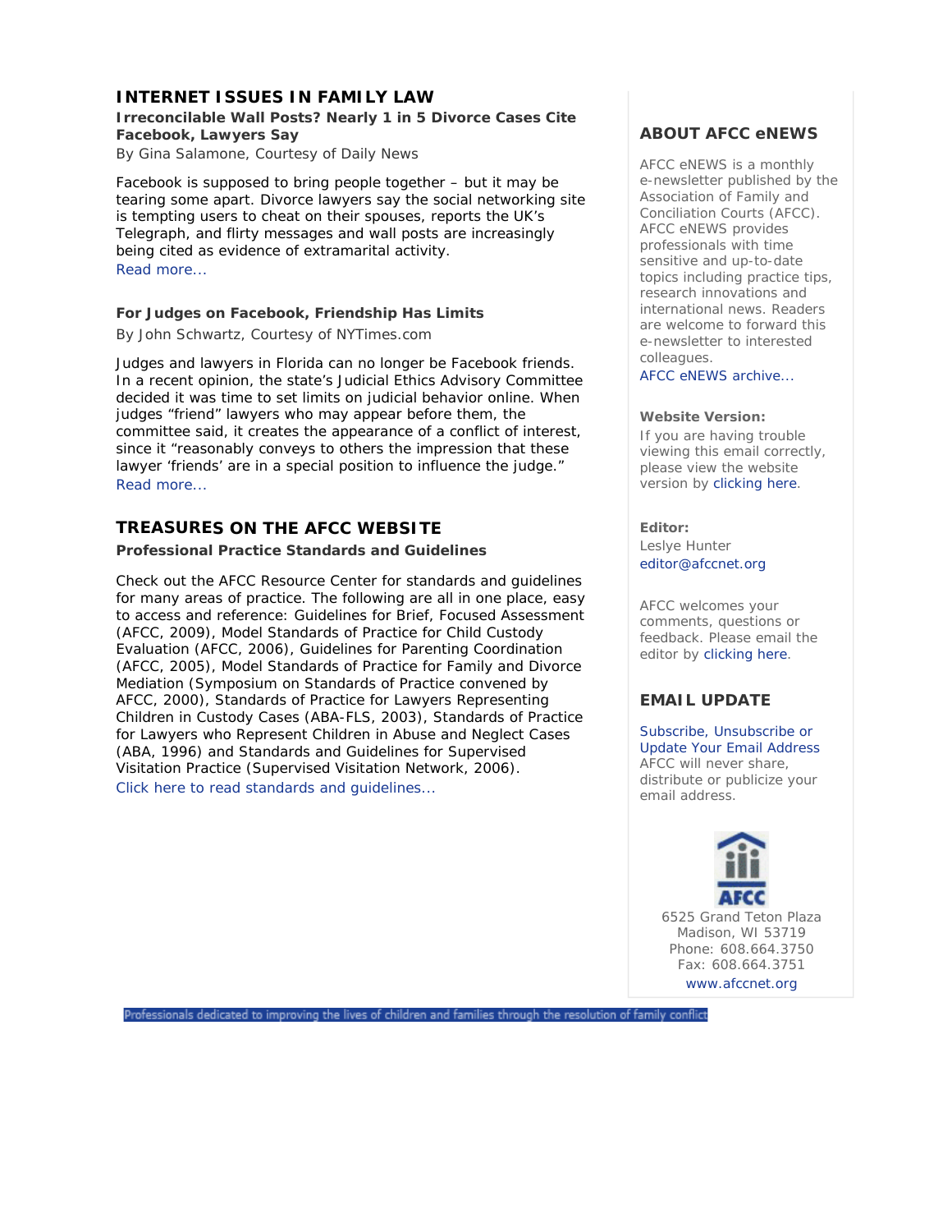## INTERNET ISSUES IN FAMILY LAW

### Irreconcilable Wall Posts? Nearly 1 in 5 Divorce Cases Cite Facebook, Lawyers Say

By Gina Salamone, Courtesy of Daily News

Facebook is supposed to bring people together – but it may be tearing some apart. Divorce lawyers say the social networking site is tempting users to cheat on their spouses, reports the UK's Telegraph, and flirty messages and wall posts are increasingly being cited as evidence of extramarital activity.
Read more...

### For Judges on Facebook, Friendship Has Limits

By John Schwartz, Courtesy of NYTimes.com

Judges and lawyers in Florida can no longer be Facebook friends. In a recent opinion, the state's Judicial Ethics Advisory Committee decided it was time to set limits on judicial behavior online. When judges "friend" lawyers who may appear before them, the committee said, it creates the appearance of a conflict of interest, since it "reasonably conveys to others the impression that these lawyer 'friends' are in a special position to influence the judge."
Read more...

## TREASURES ON THE AFCC WEBSITE

### Professional Practice Standards and Guidelines

Check out the AFCC Resource Center for standards and guidelines for many areas of practice. The following are all in one place, easy to access and reference: Guidelines for Brief, Focused Assessment (AFCC, 2009), Model Standards of Practice for Child Custody Evaluation (AFCC, 2006), Guidelines for Parenting Coordination (AFCC, 2005), Model Standards of Practice for Family and Divorce Mediation (Symposium on Standards of Practice convened by AFCC, 2000), Standards of Practice for Lawyers Representing Children in Custody Cases (ABA-FLS, 2003), Standards of Practice for Lawyers who Represent Children in Abuse and Neglect Cases (ABA, 1996) and Standards and Guidelines for Supervised Visitation Practice (Supervised Visitation Network, 2006).
Click here to read standards and guidelines...

## ABOUT AFCC eNEWS

AFCC eNEWS is a monthly e-newsletter published by the Association of Family and Conciliation Courts (AFCC). AFCC eNEWS provides professionals with time sensitive and up-to-date topics including practice tips, research innovations and international news. Readers are welcome to forward this e-newsletter to interested colleagues.
AFCC eNEWS archive...

**Website Version:**
If you are having trouble viewing this email correctly, please view the website version by clicking here.

**Editor:**
Leslye Hunter
editor@afccnet.org

AFCC welcomes your comments, questions or feedback. Please email the editor by clicking here.

## EMAIL UPDATE

Subscribe, Unsubscribe or Update Your Email Address
AFCC will never share, distribute or publicize your email address.

AFCC
6525 Grand Teton Plaza
Madison, WI 53719
Phone: 608.664.3750
Fax: 608.664.3751
www.afccnet.org

Professionals dedicated to improving the lives of children and families through the resolution of family conflict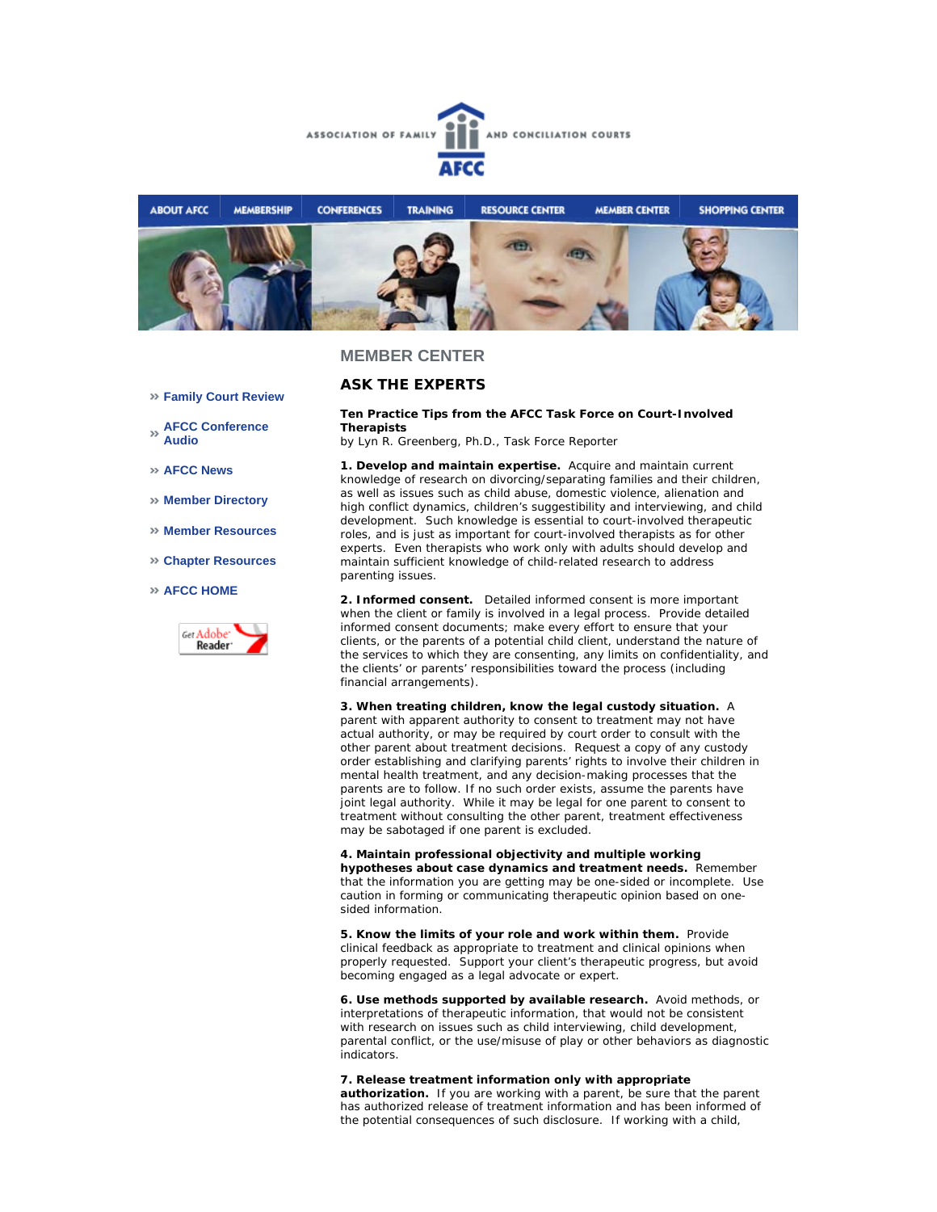ASSOCIATION OF FAMILY AND CONCILIATION COURTS

AFCC

ABOUT AFCC | MEMBERSHIP | CONFERENCES | TRAINING | RESOURCE CENTER | MEMBER CENTER | SHOPPING CENTER

- Family Court Review
- AFCC Conference Audio
- AFCC News
- Member Directory
- Member Resources
- Chapter Resources
- AFCC HOME

## MEMBER CENTER

## ASK THE EXPERTS

**Ten Practice Tips from the AFCC Task Force on Court-Involved Therapists**
by Lyn R. Greenberg, Ph.D., Task Force Reporter

**1. Develop and maintain expertise.** Acquire and maintain current knowledge of research on divorcing/separating families and their children, as well as issues such as child abuse, domestic violence, alienation and high conflict dynamics, children's suggestibility and interviewing, and child development. Such knowledge is essential to court-involved therapeutic roles, and is just as important for court-involved therapists as for other experts. Even therapists who work only with adults should develop and maintain sufficient knowledge of child-related research to address parenting issues.

**2. Informed consent.** Detailed informed consent is more important when the client or family is involved in a legal process. Provide detailed informed consent documents; make every effort to ensure that your clients, or the parents of a potential child client, understand the nature of the services to which they are consenting, any limits on confidentiality, and the clients' or parents' responsibilities toward the process (including financial arrangements).

**3. When treating children, know the legal custody situation.** A parent with apparent authority to consent to treatment may not have actual authority, or may be required by court order to consult with the other parent about treatment decisions. Request a copy of any custody order establishing and clarifying parents' rights to involve their children in mental health treatment, and any decision-making processes that the parents are to follow. If no such order exists, assume the parents have joint legal authority. While it may be legal for one parent to consent to treatment without consulting the other parent, treatment effectiveness may be sabotaged if one parent is excluded.

**4. Maintain professional objectivity and multiple working hypotheses about case dynamics and treatment needs.** Remember that the information you are getting may be one-sided or incomplete. Use caution in forming or communicating therapeutic opinion based on one-sided information.

**5. Know the limits of your role and work within them.** Provide clinical feedback as appropriate to treatment and clinical opinions when properly requested. Support your client's therapeutic progress, but avoid becoming engaged as a legal advocate or expert.

**6. Use methods supported by available research.** Avoid methods, or interpretations of therapeutic information, that would not be consistent with research on issues such as child interviewing, child development, parental conflict, or the use/misuse of play or other behaviors as diagnostic indicators.

**7. Release treatment information only with appropriate authorization.** If you are working with a parent, be sure that the parent has authorized release of treatment information and has been informed of the potential consequences of such disclosure. If working with a child,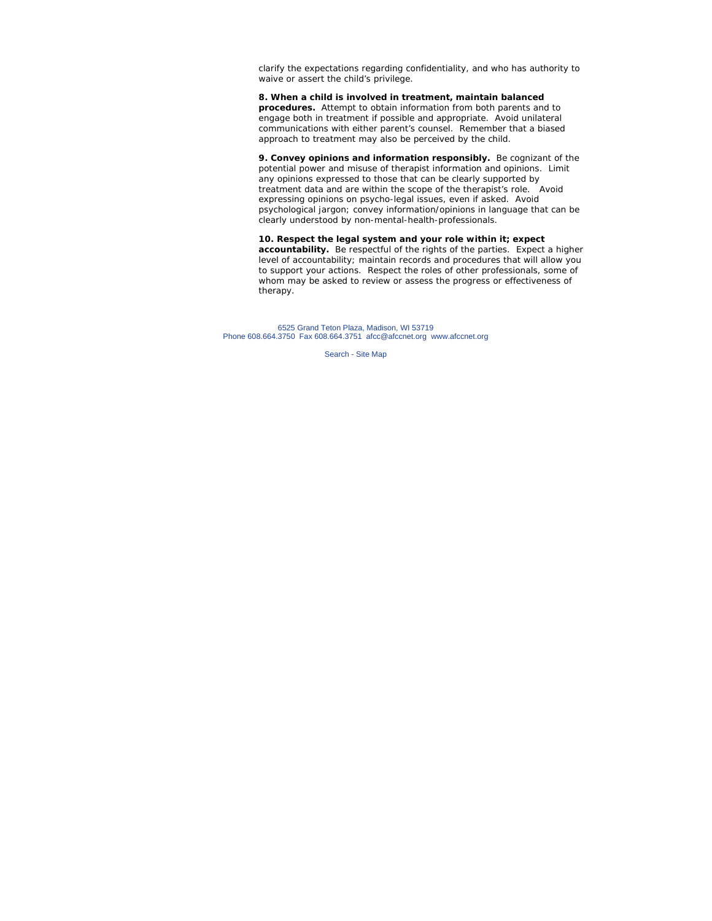clarify the expectations regarding confidentiality, and who has authority to waive or assert the child's privilege.

**8. When a child is involved in treatment, maintain balanced procedures.** Attempt to obtain information from both parents and to engage both in treatment if possible and appropriate. Avoid unilateral communications with either parent's counsel. Remember that a biased approach to treatment may also be perceived by the child.

**9. Convey opinions and information responsibly.** Be cognizant of the potential power and misuse of therapist information and opinions. Limit any opinions expressed to those that can be clearly supported by treatment data and are within the scope of the therapist's role. Avoid expressing opinions on psycho-legal issues, even if asked. Avoid psychological jargon; convey information/opinions in language that can be clearly understood by non-mental-health-professionals.

**10. Respect the legal system and your role within it; expect accountability.** Be respectful of the rights of the parties. Expect a higher level of accountability; maintain records and procedures that will allow you to support your actions. Respect the roles of other professionals, some of whom may be asked to review or assess the progress or effectiveness of therapy.

6525 Grand Teton Plaza, Madison, WI 53719
Phone 608.664.3750 Fax 608.664.3751 afcc@afccnet.org www.afccnet.org

Search - Site Map